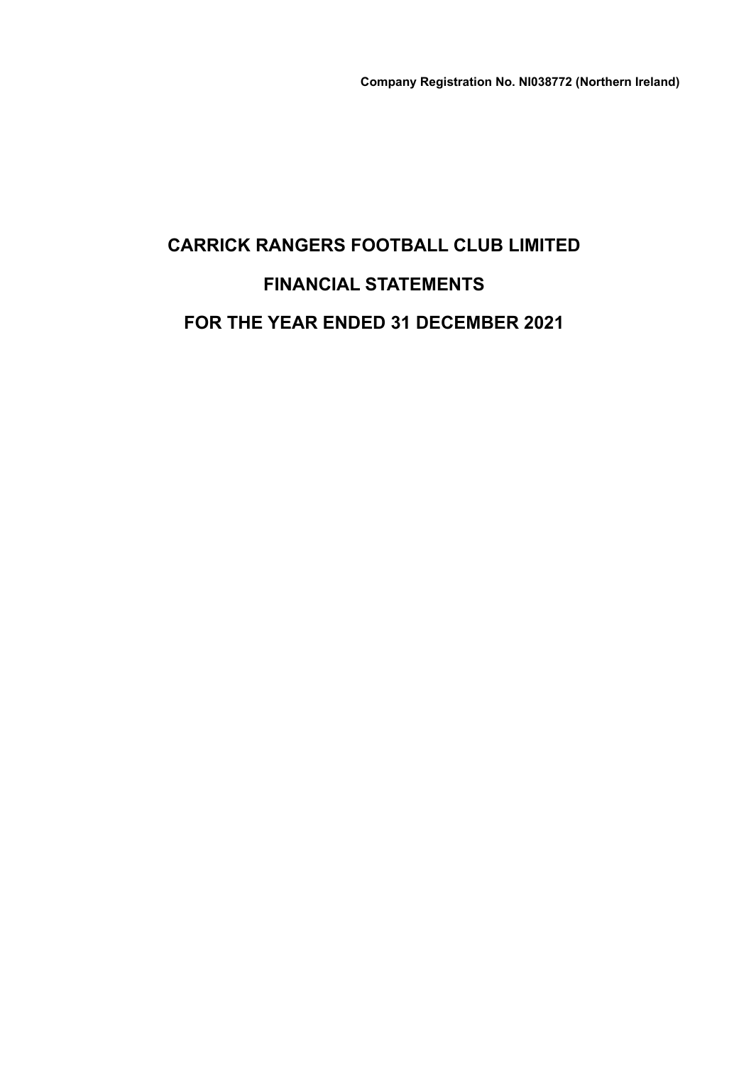**Company Registration No. NI038772 (Northern Ireland)**

# CARRICK RANGERS FOOTBALL CLUB LIMITED

# FINANCIAL STATEMENTS

# FOR THE YEAR ENDED 31 DECEMBER 2021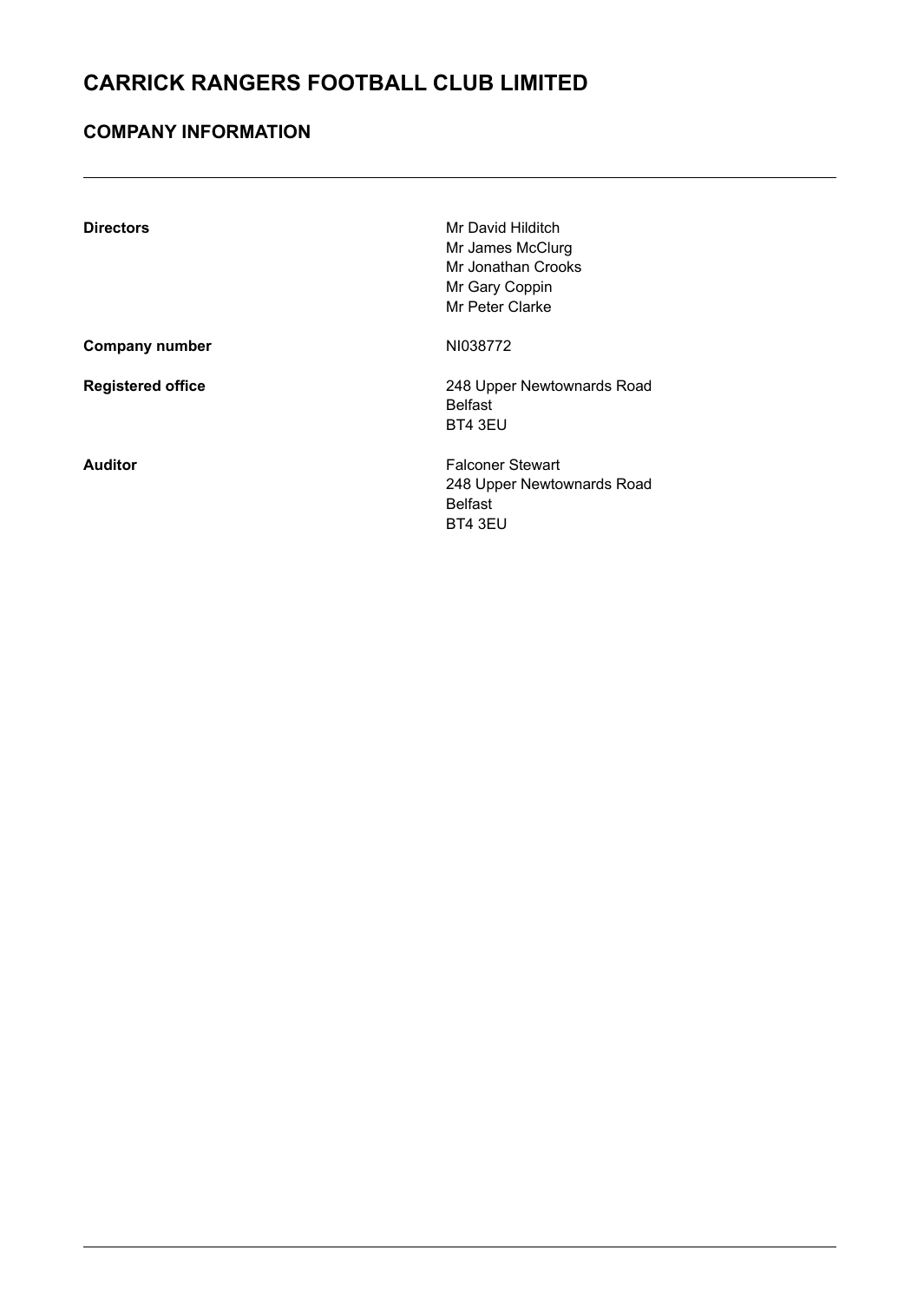# CARRICK RANGERS FOOTBALL CLUB LIMITED

## COMPANY INFORMATION

| | |
|---|---|
| **Directors** | Mr David Hilditch<br>Mr James McClurg<br>Mr Jonathan Crooks<br>Mr Gary Coppin<br>Mr Peter Clarke |
| **Company number** | NI038772 |
| **Registered office** | 248 Upper Newtownards Road<br>Belfast<br>BT4 3EU |
| **Auditor** | Falconer Stewart<br>248 Upper Newtownards Road<br>Belfast<br>BT4 3EU |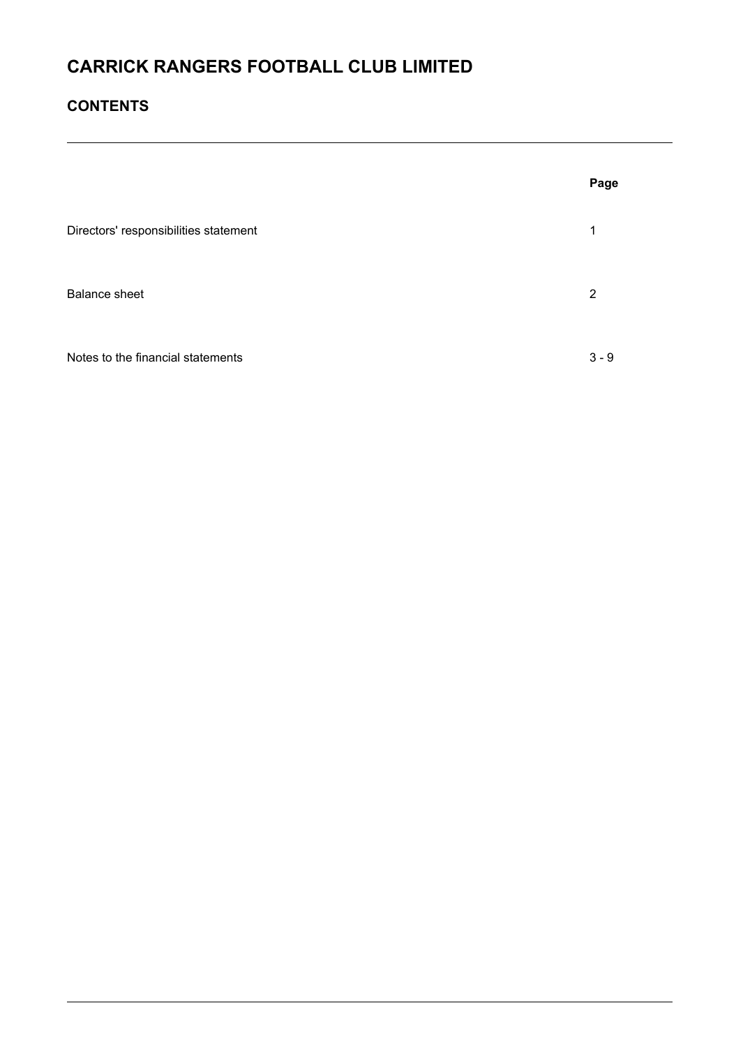# CARRICK RANGERS FOOTBALL CLUB LIMITED

## CONTENTS

| | Page |
|---|---|
| Directors' responsibilities statement | 1 |
| Balance sheet | 2 |
| Notes to the financial statements | 3 - 9 |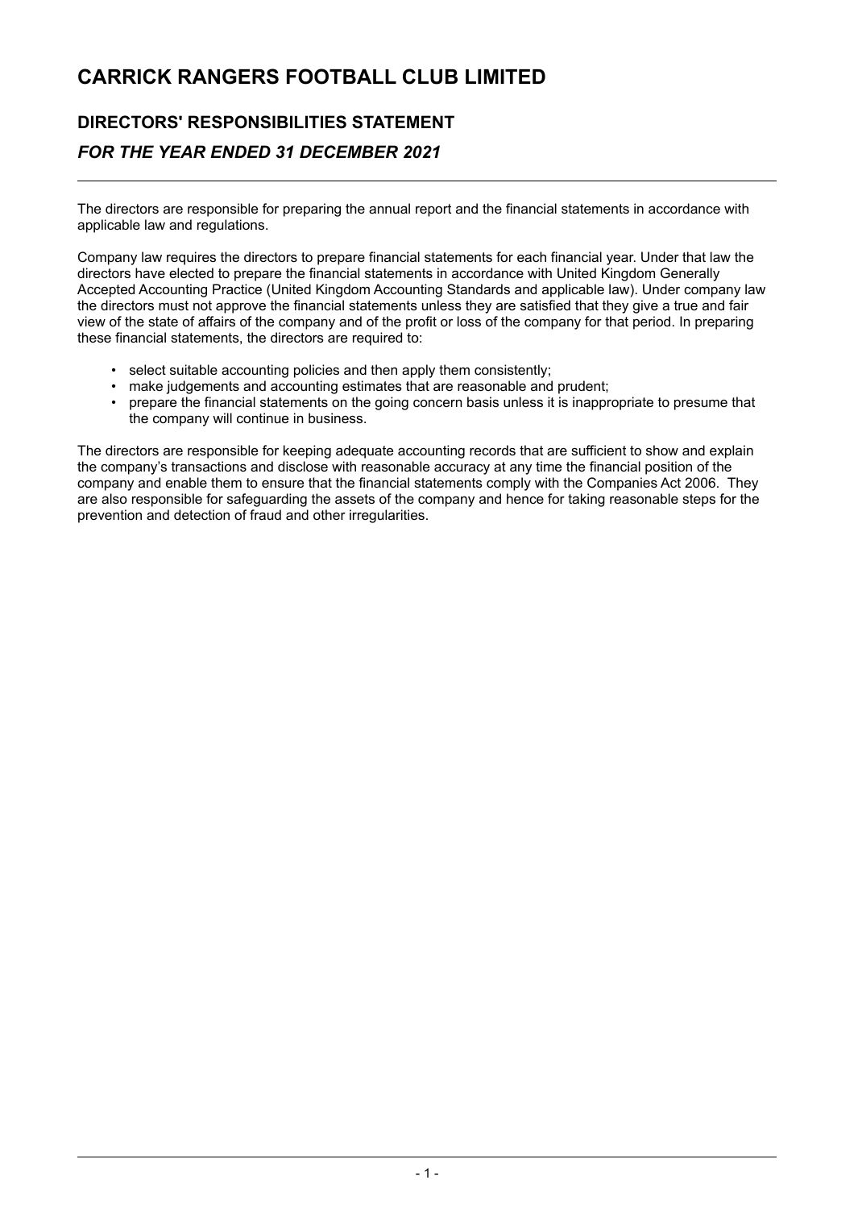# CARRICK RANGERS FOOTBALL CLUB LIMITED

## DIRECTORS' RESPONSIBILITIES STATEMENT

### *FOR THE YEAR ENDED 31 DECEMBER 2021*

The directors are responsible for preparing the annual report and the financial statements in accordance with applicable law and regulations.

Company law requires the directors to prepare financial statements for each financial year. Under that law the directors have elected to prepare the financial statements in accordance with United Kingdom Generally Accepted Accounting Practice (United Kingdom Accounting Standards and applicable law). Under company law the directors must not approve the financial statements unless they are satisfied that they give a true and fair view of the state of affairs of the company and of the profit or loss of the company for that period. In preparing these financial statements, the directors are required to:

- select suitable accounting policies and then apply them consistently;
- make judgements and accounting estimates that are reasonable and prudent;
- prepare the financial statements on the going concern basis unless it is inappropriate to presume that the company will continue in business.

The directors are responsible for keeping adequate accounting records that are sufficient to show and explain the company's transactions and disclose with reasonable accuracy at any time the financial position of the company and enable them to ensure that the financial statements comply with the Companies Act 2006. They are also responsible for safeguarding the assets of the company and hence for taking reasonable steps for the prevention and detection of fraud and other irregularities.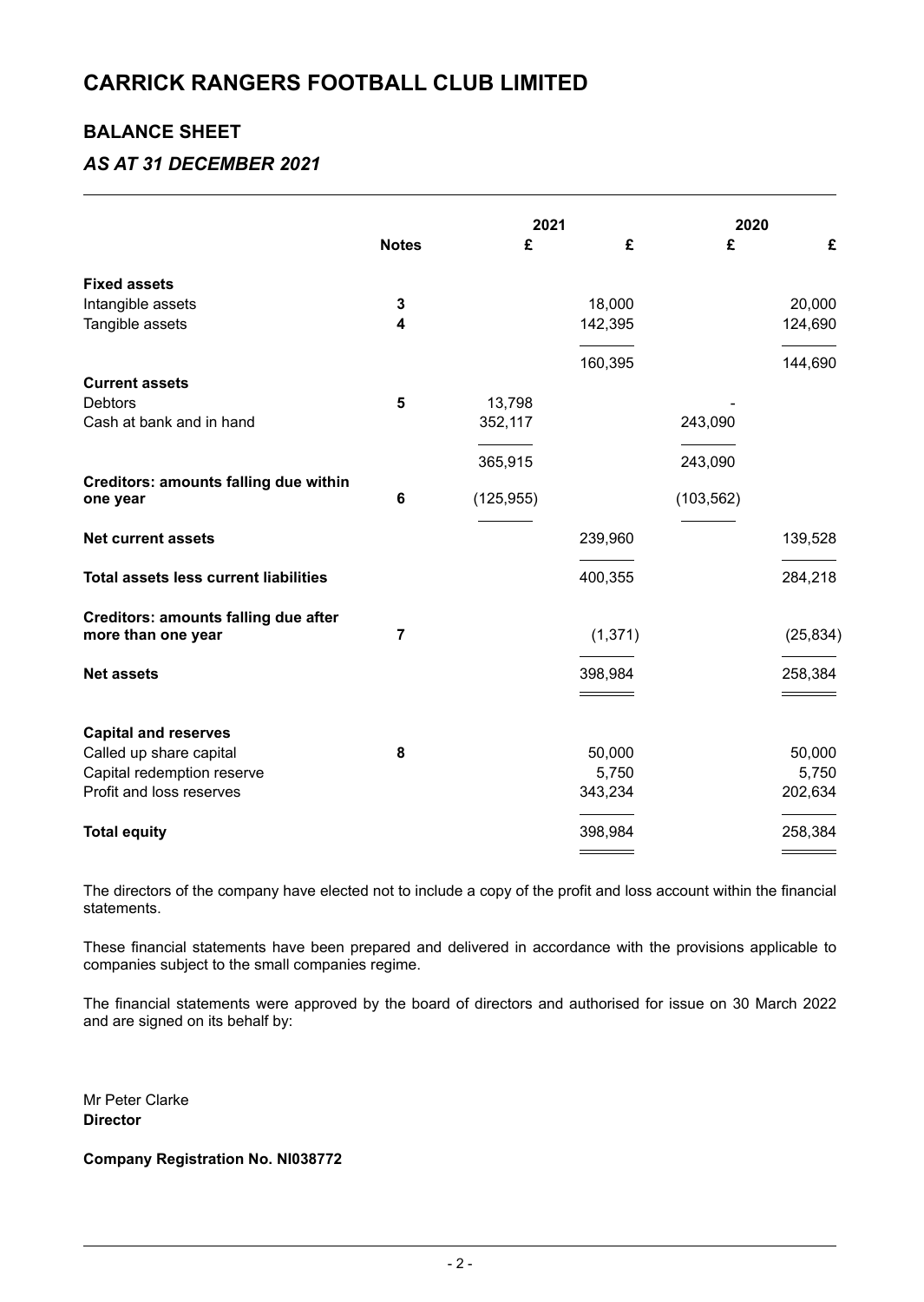# CARRICK RANGERS FOOTBALL CLUB LIMITED

## BALANCE SHEET

### *AS AT 31 DECEMBER 2021*

| | | 2021 | | 2020 | |
|---|---|---|---|---|---|
| | **Notes** | **£** | **£** | **£** | **£** |
| **Fixed assets** | | | | | |
| Intangible assets | **3** | | 18,000 | | 20,000 |
| Tangible assets | **4** | | 142,395 | | 124,690 |
| | | | 160,395 | | 144,690 |
| **Current assets** | | | | | |
| Debtors | **5** | 13,798 | | - | |
| Cash at bank and in hand | | 352,117 | | 243,090 | |
| | | 365,915 | | 243,090 | |
| **Creditors: amounts falling due within one year** | **6** | (125,955) | | (103,562) | |
| **Net current assets** | | | 239,960 | | 139,528 |
| **Total assets less current liabilities** | | | 400,355 | | 284,218 |
| **Creditors: amounts falling due after more than one year** | **7** | | (1,371) | | (25,834) |
| **Net assets** | | | 398,984 | | 258,384 |
| **Capital and reserves** | | | | | |
| Called up share capital | **8** | | 50,000 | | 50,000 |
| Capital redemption reserve | | | 5,750 | | 5,750 |
| Profit and loss reserves | | | 343,234 | | 202,634 |
| **Total equity** | | | 398,984 | | 258,384 |

The directors of the company have elected not to include a copy of the profit and loss account within the financial statements.

These financial statements have been prepared and delivered in accordance with the provisions applicable to companies subject to the small companies regime.

The financial statements were approved by the board of directors and authorised for issue on 30 March 2022 and are signed on its behalf by:

Mr Peter Clarke
**Director**

**Company Registration No. NI038772**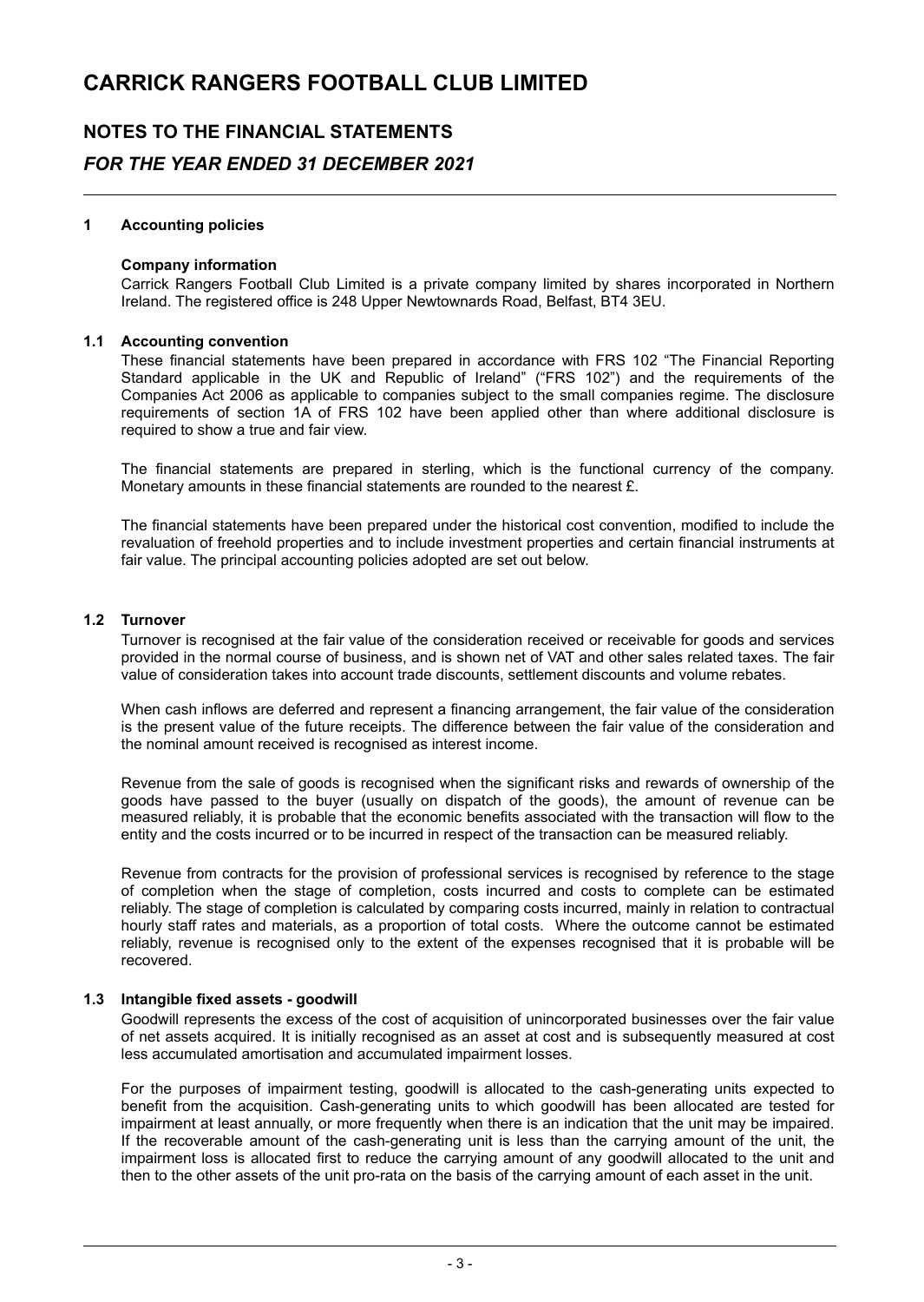# CARRICK RANGERS FOOTBALL CLUB LIMITED

## NOTES TO THE FINANCIAL STATEMENTS

## *FOR THE YEAR ENDED 31 DECEMBER 2021*

### 1 Accounting policies

**Company information**

Carrick Rangers Football Club Limited is a private company limited by shares incorporated in Northern Ireland. The registered office is 248 Upper Newtownards Road, Belfast, BT4 3EU.

### 1.1 Accounting convention

These financial statements have been prepared in accordance with FRS 102 "The Financial Reporting Standard applicable in the UK and Republic of Ireland" ("FRS 102") and the requirements of the Companies Act 2006 as applicable to companies subject to the small companies regime. The disclosure requirements of section 1A of FRS 102 have been applied other than where additional disclosure is required to show a true and fair view.

The financial statements are prepared in sterling, which is the functional currency of the company. Monetary amounts in these financial statements are rounded to the nearest £.

The financial statements have been prepared under the historical cost convention, modified to include the revaluation of freehold properties and to include investment properties and certain financial instruments at fair value. The principal accounting policies adopted are set out below.

### 1.2 Turnover

Turnover is recognised at the fair value of the consideration received or receivable for goods and services provided in the normal course of business, and is shown net of VAT and other sales related taxes. The fair value of consideration takes into account trade discounts, settlement discounts and volume rebates.

When cash inflows are deferred and represent a financing arrangement, the fair value of the consideration is the present value of the future receipts. The difference between the fair value of the consideration and the nominal amount received is recognised as interest income.

Revenue from the sale of goods is recognised when the significant risks and rewards of ownership of the goods have passed to the buyer (usually on dispatch of the goods), the amount of revenue can be measured reliably, it is probable that the economic benefits associated with the transaction will flow to the entity and the costs incurred or to be incurred in respect of the transaction can be measured reliably.

Revenue from contracts for the provision of professional services is recognised by reference to the stage of completion when the stage of completion, costs incurred and costs to complete can be estimated reliably. The stage of completion is calculated by comparing costs incurred, mainly in relation to contractual hourly staff rates and materials, as a proportion of total costs. Where the outcome cannot be estimated reliably, revenue is recognised only to the extent of the expenses recognised that it is probable will be recovered.

### 1.3 Intangible fixed assets - goodwill

Goodwill represents the excess of the cost of acquisition of unincorporated businesses over the fair value of net assets acquired. It is initially recognised as an asset at cost and is subsequently measured at cost less accumulated amortisation and accumulated impairment losses.

For the purposes of impairment testing, goodwill is allocated to the cash-generating units expected to benefit from the acquisition. Cash-generating units to which goodwill has been allocated are tested for impairment at least annually, or more frequently when there is an indication that the unit may be impaired. If the recoverable amount of the cash-generating unit is less than the carrying amount of the unit, the impairment loss is allocated first to reduce the carrying amount of any goodwill allocated to the unit and then to the other assets of the unit pro-rata on the basis of the carrying amount of each asset in the unit.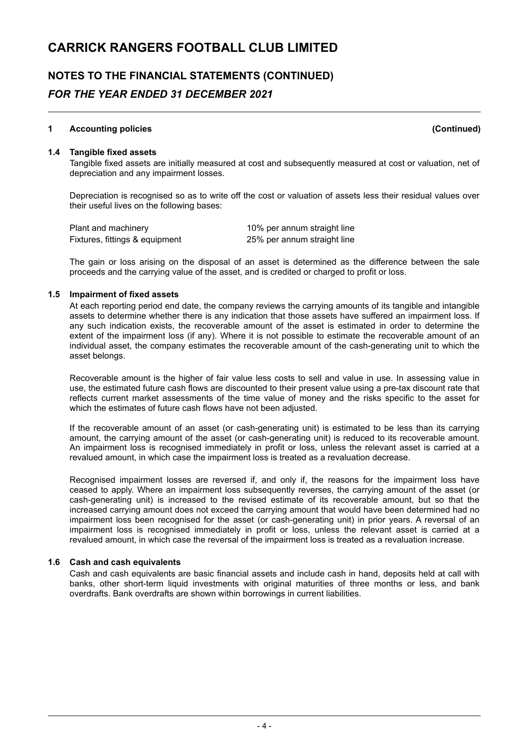# CARRICK RANGERS FOOTBALL CLUB LIMITED

## NOTES TO THE FINANCIAL STATEMENTS (CONTINUED)

### *FOR THE YEAR ENDED 31 DECEMBER 2021*

**1 Accounting policies (Continued)**

**1.4 Tangible fixed assets**

Tangible fixed assets are initially measured at cost and subsequently measured at cost or valuation, net of depreciation and any impairment losses.

Depreciation is recognised so as to write off the cost or valuation of assets less their residual values over their useful lives on the following bases:

| | |
|---|---|
| Plant and machinery | 10% per annum straight line |
| Fixtures, fittings & equipment | 25% per annum straight line |

The gain or loss arising on the disposal of an asset is determined as the difference between the sale proceeds and the carrying value of the asset, and is credited or charged to profit or loss.

**1.5 Impairment of fixed assets**

At each reporting period end date, the company reviews the carrying amounts of its tangible and intangible assets to determine whether there is any indication that those assets have suffered an impairment loss. If any such indication exists, the recoverable amount of the asset is estimated in order to determine the extent of the impairment loss (if any). Where it is not possible to estimate the recoverable amount of an individual asset, the company estimates the recoverable amount of the cash-generating unit to which the asset belongs.

Recoverable amount is the higher of fair value less costs to sell and value in use. In assessing value in use, the estimated future cash flows are discounted to their present value using a pre-tax discount rate that reflects current market assessments of the time value of money and the risks specific to the asset for which the estimates of future cash flows have not been adjusted.

If the recoverable amount of an asset (or cash-generating unit) is estimated to be less than its carrying amount, the carrying amount of the asset (or cash-generating unit) is reduced to its recoverable amount. An impairment loss is recognised immediately in profit or loss, unless the relevant asset is carried at a revalued amount, in which case the impairment loss is treated as a revaluation decrease.

Recognised impairment losses are reversed if, and only if, the reasons for the impairment loss have ceased to apply. Where an impairment loss subsequently reverses, the carrying amount of the asset (or cash-generating unit) is increased to the revised estimate of its recoverable amount, but so that the increased carrying amount does not exceed the carrying amount that would have been determined had no impairment loss been recognised for the asset (or cash-generating unit) in prior years. A reversal of an impairment loss is recognised immediately in profit or loss, unless the relevant asset is carried at a revalued amount, in which case the reversal of the impairment loss is treated as a revaluation increase.

**1.6 Cash and cash equivalents**

Cash and cash equivalents are basic financial assets and include cash in hand, deposits held at call with banks, other short-term liquid investments with original maturities of three months or less, and bank overdrafts. Bank overdrafts are shown within borrowings in current liabilities.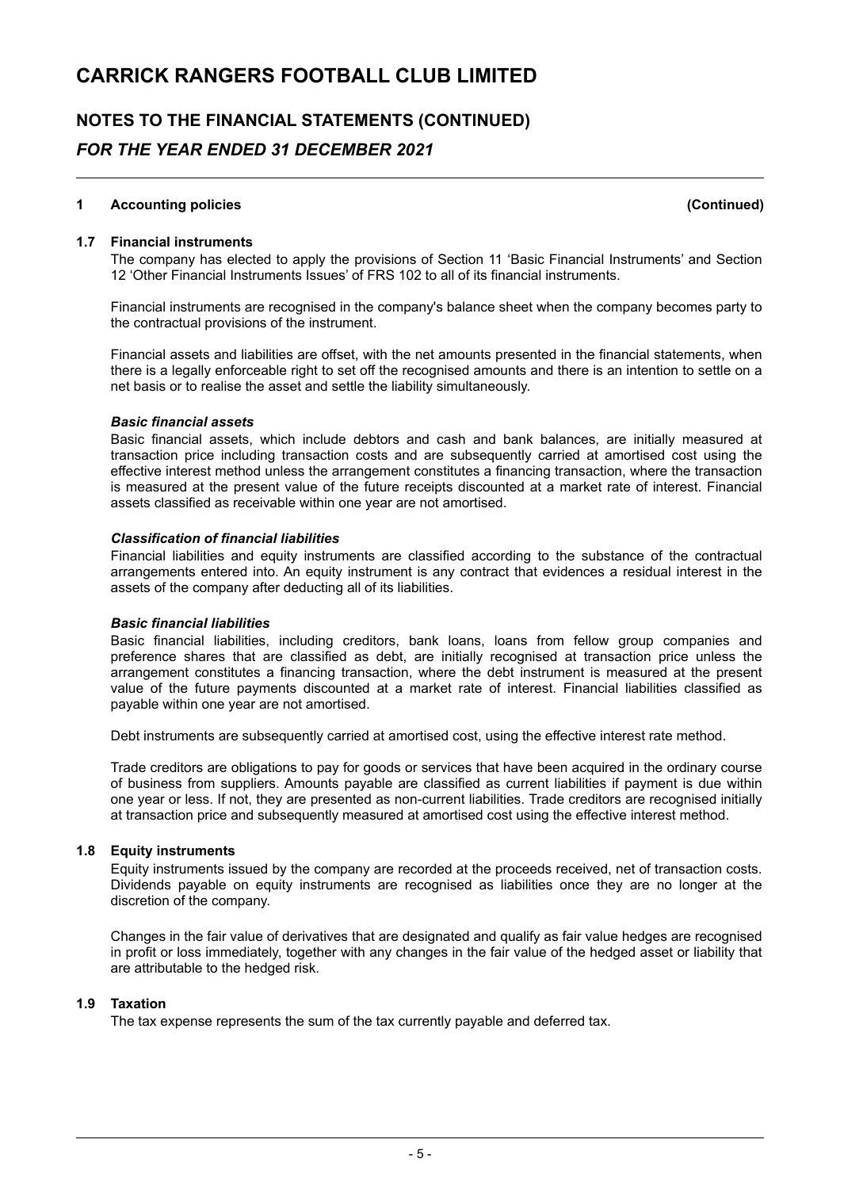# CARRICK RANGERS FOOTBALL CLUB LIMITED

## NOTES TO THE FINANCIAL STATEMENTS (CONTINUED)

### *FOR THE YEAR ENDED 31 DECEMBER 2021*

**1 Accounting policies (Continued)**

**1.7 Financial instruments**

The company has elected to apply the provisions of Section 11 'Basic Financial Instruments' and Section 12 'Other Financial Instruments Issues' of FRS 102 to all of its financial instruments.

Financial instruments are recognised in the company's balance sheet when the company becomes party to the contractual provisions of the instrument.

Financial assets and liabilities are offset, with the net amounts presented in the financial statements, when there is a legally enforceable right to set off the recognised amounts and there is an intention to settle on a net basis or to realise the asset and settle the liability simultaneously.

***Basic financial assets***

Basic financial assets, which include debtors and cash and bank balances, are initially measured at transaction price including transaction costs and are subsequently carried at amortised cost using the effective interest method unless the arrangement constitutes a financing transaction, where the transaction is measured at the present value of the future receipts discounted at a market rate of interest. Financial assets classified as receivable within one year are not amortised.

***Classification of financial liabilities***

Financial liabilities and equity instruments are classified according to the substance of the contractual arrangements entered into. An equity instrument is any contract that evidences a residual interest in the assets of the company after deducting all of its liabilities.

***Basic financial liabilities***

Basic financial liabilities, including creditors, bank loans, loans from fellow group companies and preference shares that are classified as debt, are initially recognised at transaction price unless the arrangement constitutes a financing transaction, where the debt instrument is measured at the present value of the future payments discounted at a market rate of interest. Financial liabilities classified as payable within one year are not amortised.

Debt instruments are subsequently carried at amortised cost, using the effective interest rate method.

Trade creditors are obligations to pay for goods or services that have been acquired in the ordinary course of business from suppliers. Amounts payable are classified as current liabilities if payment is due within one year or less. If not, they are presented as non-current liabilities. Trade creditors are recognised initially at transaction price and subsequently measured at amortised cost using the effective interest method.

**1.8 Equity instruments**

Equity instruments issued by the company are recorded at the proceeds received, net of transaction costs. Dividends payable on equity instruments are recognised as liabilities once they are no longer at the discretion of the company.

Changes in the fair value of derivatives that are designated and qualify as fair value hedges are recognised in profit or loss immediately, together with any changes in the fair value of the hedged asset or liability that are attributable to the hedged risk.

**1.9 Taxation**

The tax expense represents the sum of the tax currently payable and deferred tax.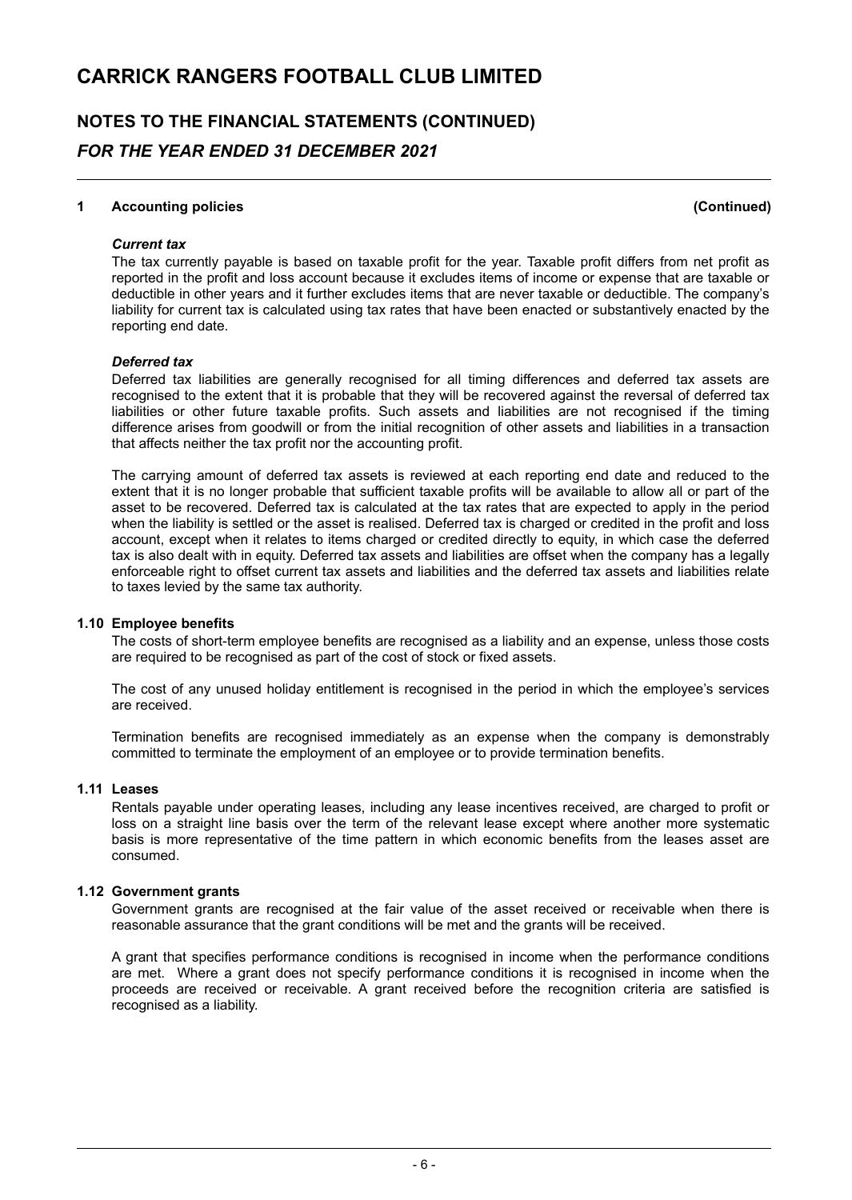# CARRICK RANGERS FOOTBALL CLUB LIMITED

## NOTES TO THE FINANCIAL STATEMENTS (CONTINUED)

### *FOR THE YEAR ENDED 31 DECEMBER 2021*

**1 Accounting policies (Continued)**

***Current tax***

The tax currently payable is based on taxable profit for the year. Taxable profit differs from net profit as reported in the profit and loss account because it excludes items of income or expense that are taxable or deductible in other years and it further excludes items that are never taxable or deductible. The company's liability for current tax is calculated using tax rates that have been enacted or substantively enacted by the reporting end date.

***Deferred tax***

Deferred tax liabilities are generally recognised for all timing differences and deferred tax assets are recognised to the extent that it is probable that they will be recovered against the reversal of deferred tax liabilities or other future taxable profits. Such assets and liabilities are not recognised if the timing difference arises from goodwill or from the initial recognition of other assets and liabilities in a transaction that affects neither the tax profit nor the accounting profit.

The carrying amount of deferred tax assets is reviewed at each reporting end date and reduced to the extent that it is no longer probable that sufficient taxable profits will be available to allow all or part of the asset to be recovered. Deferred tax is calculated at the tax rates that are expected to apply in the period when the liability is settled or the asset is realised. Deferred tax is charged or credited in the profit and loss account, except when it relates to items charged or credited directly to equity, in which case the deferred tax is also dealt with in equity. Deferred tax assets and liabilities are offset when the company has a legally enforceable right to offset current tax assets and liabilities and the deferred tax assets and liabilities relate to taxes levied by the same tax authority.

**1.10 Employee benefits**

The costs of short-term employee benefits are recognised as a liability and an expense, unless those costs are required to be recognised as part of the cost of stock or fixed assets.

The cost of any unused holiday entitlement is recognised in the period in which the employee's services are received.

Termination benefits are recognised immediately as an expense when the company is demonstrably committed to terminate the employment of an employee or to provide termination benefits.

**1.11 Leases**

Rentals payable under operating leases, including any lease incentives received, are charged to profit or loss on a straight line basis over the term of the relevant lease except where another more systematic basis is more representative of the time pattern in which economic benefits from the leases asset are consumed.

**1.12 Government grants**

Government grants are recognised at the fair value of the asset received or receivable when there is reasonable assurance that the grant conditions will be met and the grants will be received.

A grant that specifies performance conditions is recognised in income when the performance conditions are met. Where a grant does not specify performance conditions it is recognised in income when the proceeds are received or receivable. A grant received before the recognition criteria are satisfied is recognised as a liability.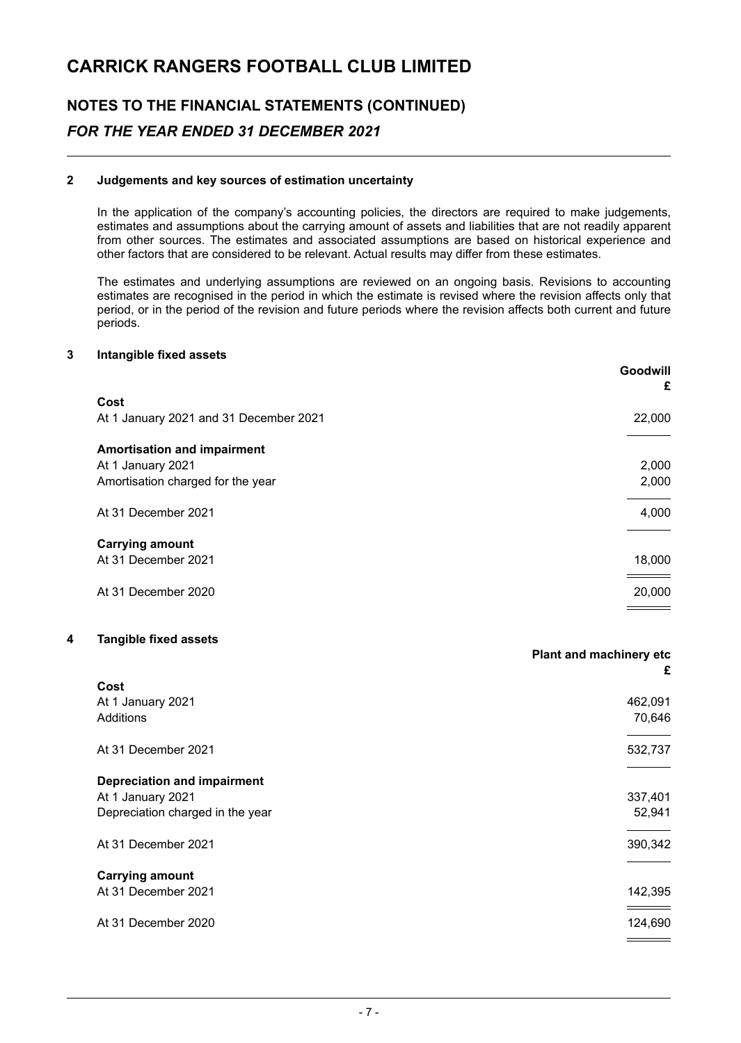# CARRICK RANGERS FOOTBALL CLUB LIMITED

## NOTES TO THE FINANCIAL STATEMENTS (CONTINUED)

### *FOR THE YEAR ENDED 31 DECEMBER 2021*

**2 Judgements and key sources of estimation uncertainty**

In the application of the company's accounting policies, the directors are required to make judgements, estimates and assumptions about the carrying amount of assets and liabilities that are not readily apparent from other sources. The estimates and associated assumptions are based on historical experience and other factors that are considered to be relevant. Actual results may differ from these estimates.

The estimates and underlying assumptions are reviewed on an ongoing basis. Revisions to accounting estimates are recognised in the period in which the estimate is revised where the revision affects only that period, or in the period of the revision and future periods where the revision affects both current and future periods.

**3 Intangible fixed assets**

| | Goodwill £ |
|---|---|
| **Cost** | |
| At 1 January 2021 and 31 December 2021 | 22,000 |
| **Amortisation and impairment** | |
| At 1 January 2021 | 2,000 |
| Amortisation charged for the year | 2,000 |
| At 31 December 2021 | 4,000 |
| **Carrying amount** | |
| At 31 December 2021 | 18,000 |
| At 31 December 2020 | 20,000 |

**4 Tangible fixed assets**

| | Plant and machinery etc £ |
|---|---|
| **Cost** | |
| At 1 January 2021 | 462,091 |
| Additions | 70,646 |
| At 31 December 2021 | 532,737 |
| **Depreciation and impairment** | |
| At 1 January 2021 | 337,401 |
| Depreciation charged in the year | 52,941 |
| At 31 December 2021 | 390,342 |
| **Carrying amount** | |
| At 31 December 2021 | 142,395 |
| At 31 December 2020 | 124,690 |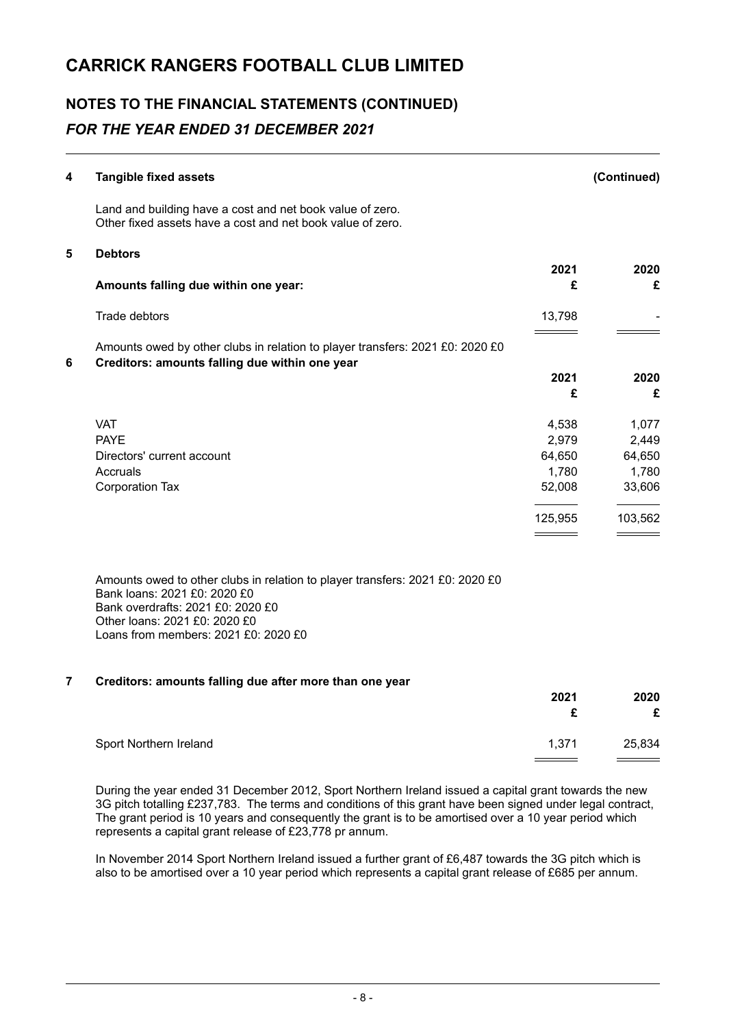# CARRICK RANGERS FOOTBALL CLUB LIMITED

## NOTES TO THE FINANCIAL STATEMENTS (CONTINUED)

### *FOR THE YEAR ENDED 31 DECEMBER 2021*

**4 Tangible fixed assets** **(Continued)**

Land and building have a cost and net book value of zero.
Other fixed assets have a cost and net book value of zero.

**5 Debtors**

| **Amounts falling due within one year:** | **2021 £** | **2020 £** |
|---|---|---|
| Trade debtors | 13,798 | - |

Amounts owed by other clubs in relation to player transfers: 2021 £0: 2020 £0

**6 Creditors: amounts falling due within one year**

| | **2021 £** | **2020 £** |
|---|---|---|
| VAT | 4,538 | 1,077 |
| PAYE | 2,979 | 2,449 |
| Directors' current account | 64,650 | 64,650 |
| Accruals | 1,780 | 1,780 |
| Corporation Tax | 52,008 | 33,606 |
| | 125,955 | 103,562 |

Amounts owed to other clubs in relation to player transfers: 2021 £0: 2020 £0
Bank loans: 2021 £0: 2020 £0
Bank overdrafts: 2021 £0: 2020 £0
Other loans: 2021 £0: 2020 £0
Loans from members: 2021 £0: 2020 £0

**7 Creditors: amounts falling due after more than one year**

| | **2021 £** | **2020 £** |
|---|---|---|
| Sport Northern Ireland | 1,371 | 25,834 |

During the year ended 31 December 2012, Sport Northern Ireland issued a capital grant towards the new 3G pitch totalling £237,783. The terms and conditions of this grant have been signed under legal contract, The grant period is 10 years and consequently the grant is to be amortised over a 10 year period which represents a capital grant release of £23,778 pr annum.

In November 2014 Sport Northern Ireland issued a further grant of £6,487 towards the 3G pitch which is also to be amortised over a 10 year period which represents a capital grant release of £685 per annum.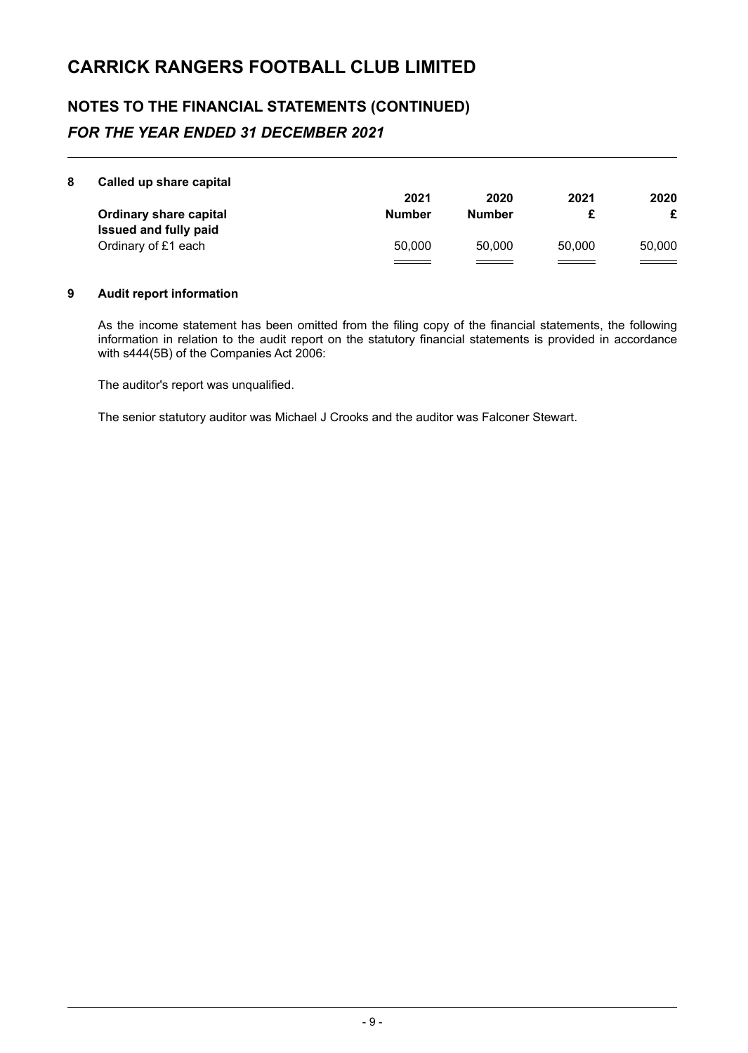# CARRICK RANGERS FOOTBALL CLUB LIMITED

## NOTES TO THE FINANCIAL STATEMENTS (CONTINUED)

### *FOR THE YEAR ENDED 31 DECEMBER 2021*

**8 Called up share capital**

| | 2021 | 2020 | 2021 | 2020 |
|---|---|---|---|---|
| **Ordinary share capital** | **Number** | **Number** | **£** | **£** |
| **Issued and fully paid** | | | | |
| Ordinary of £1 each | 50,000 | 50,000 | 50,000 | 50,000 |

**9 Audit report information**

As the income statement has been omitted from the filing copy of the financial statements, the following information in relation to the audit report on the statutory financial statements is provided in accordance with s444(5B) of the Companies Act 2006:

The auditor's report was unqualified.

The senior statutory auditor was Michael J Crooks and the auditor was Falconer Stewart.